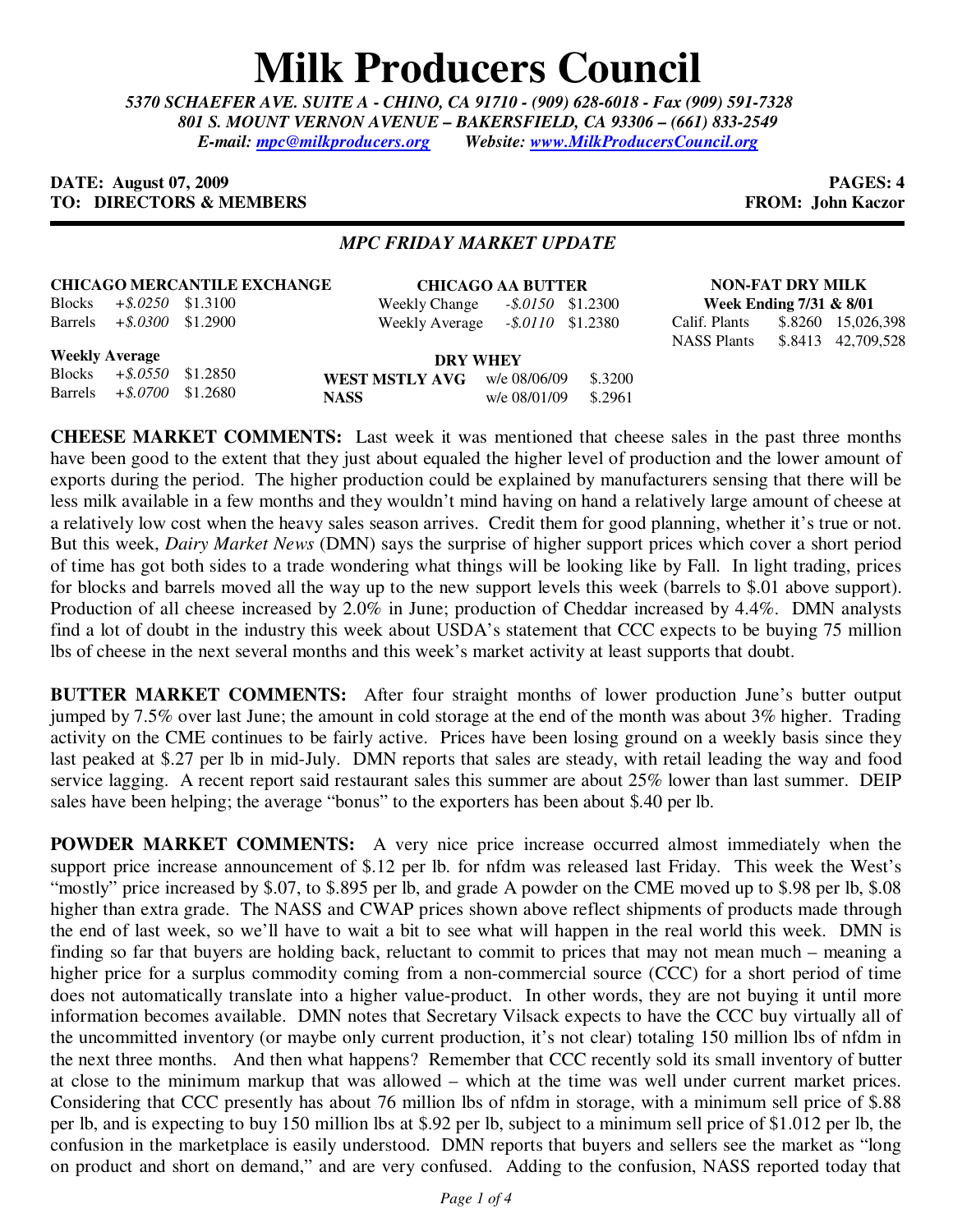# Milk Producers Council

*5370 SCHAEFER AVE. SUITE A - CHINO, CA 91710 - (909) 628-6018 - Fax (909) 591-7328*
*801 S. MOUNT VERNON AVENUE – BAKERSFIELD, CA 93306 – (661) 833-2549*
*E-mail: mpc@milkproducers.org Website: www.MilkProducersCouncil.org*

**DATE: August 07, 2009** **PAGES: 4**
**TO: DIRECTORS & MEMBERS** **FROM: John Kaczor**

## *MPC FRIDAY MARKET UPDATE*

**CHICAGO MERCANTILE EXCHANGE**

| | | |
|---|---|---|
| Blocks | *+$.0250* | $1.3100 |
| Barrels | *+$.0300* | $1.2900 |

**Weekly Average**

| | | |
|---|---|---|
| Blocks | *+$.0550* | $1.2850 |
| Barrels | *+$.0700* | $1.2680 |

**CHICAGO AA BUTTER**

| | | |
|---|---|---|
| Weekly Change | *-$.0150* | $1.2300 |
| Weekly Average | *-$.0110* | $1.2380 |

**DRY WHEY**

| | | |
|---|---|---|
| **WEST MSTLY AVG** | w/e 08/06/09 | $.3200 |
| **NASS** | w/e 08/01/09 | $.2961 |

**NON-FAT DRY MILK**
**Week Ending 7/31 & 8/01**

| | | |
|---|---|---|
| Calif. Plants | $.8260 | 15,026,398 |
| NASS Plants | $.8413 | 42,709,528 |

**CHEESE MARKET COMMENTS:** Last week it was mentioned that cheese sales in the past three months have been good to the extent that they just about equaled the higher level of production and the lower amount of exports during the period. The higher production could be explained by manufacturers sensing that there will be less milk available in a few months and they wouldn't mind having on hand a relatively large amount of cheese at a relatively low cost when the heavy sales season arrives. Credit them for good planning, whether it's true or not. But this week, *Dairy Market News* (DMN) says the surprise of higher support prices which cover a short period of time has got both sides to a trade wondering what things will be looking like by Fall. In light trading, prices for blocks and barrels moved all the way up to the new support levels this week (barrels to $.01 above support). Production of all cheese increased by 2.0% in June; production of Cheddar increased by 4.4%. DMN analysts find a lot of doubt in the industry this week about USDA's statement that CCC expects to be buying 75 million lbs of cheese in the next several months and this week's market activity at least supports that doubt.

**BUTTER MARKET COMMENTS:** After four straight months of lower production June's butter output jumped by 7.5% over last June; the amount in cold storage at the end of the month was about 3% higher. Trading activity on the CME continues to be fairly active. Prices have been losing ground on a weekly basis since they last peaked at $.27 per lb in mid-July. DMN reports that sales are steady, with retail leading the way and food service lagging. A recent report said restaurant sales this summer are about 25% lower than last summer. DEIP sales have been helping; the average "bonus" to the exporters has been about $.40 per lb.

**POWDER MARKET COMMENTS:** A very nice price increase occurred almost immediately when the support price increase announcement of $.12 per lb. for nfdm was released last Friday. This week the West's "mostly" price increased by $.07, to $.895 per lb, and grade A powder on the CME moved up to $.98 per lb, $.08 higher than extra grade. The NASS and CWAP prices shown above reflect shipments of products made through the end of last week, so we'll have to wait a bit to see what will happen in the real world this week. DMN is finding so far that buyers are holding back, reluctant to commit to prices that may not mean much – meaning a higher price for a surplus commodity coming from a non-commercial source (CCC) for a short period of time does not automatically translate into a higher value-product. In other words, they are not buying it until more information becomes available. DMN notes that Secretary Vilsack expects to have the CCC buy virtually all of the uncommitted inventory (or maybe only current production, it's not clear) totaling 150 million lbs of nfdm in the next three months. And then what happens? Remember that CCC recently sold its small inventory of butter at close to the minimum markup that was allowed – which at the time was well under current market prices. Considering that CCC presently has about 76 million lbs of nfdm in storage, with a minimum sell price of $.88 per lb, and is expecting to buy 150 million lbs at $.92 per lb, subject to a minimum sell price of $1.012 per lb, the confusion in the marketplace is easily understood. DMN reports that buyers and sellers see the market as "long on product and short on demand," and are very confused. Adding to the confusion, NASS reported today that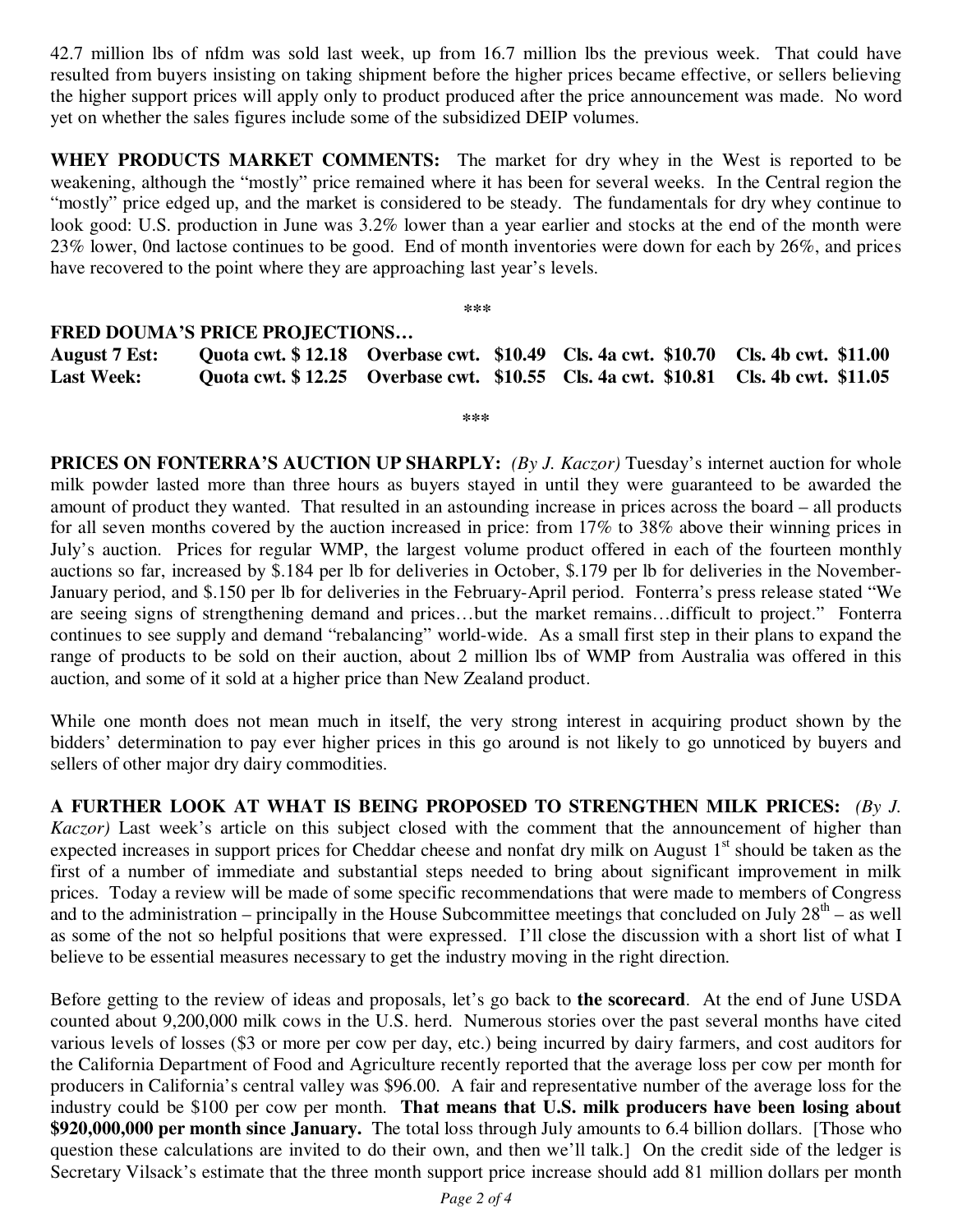42.7 million lbs of nfdm was sold last week, up from 16.7 million lbs the previous week. That could have resulted from buyers insisting on taking shipment before the higher prices became effective, or sellers believing the higher support prices will apply only to product produced after the price announcement was made. No word yet on whether the sales figures include some of the subsidized DEIP volumes.

**WHEY PRODUCTS MARKET COMMENTS:** The market for dry whey in the West is reported to be weakening, although the "mostly" price remained where it has been for several weeks. In the Central region the "mostly" price edged up, and the market is considered to be steady. The fundamentals for dry whey continue to look good: U.S. production in June was 3.2% lower than a year earlier and stocks at the end of the month were 23% lower, 0nd lactose continues to be good. End of month inventories were down for each by 26%, and prices have recovered to the point where they are approaching last year's levels.

***

**FRED DOUMA'S PRICE PROJECTIONS…**

| | | | | |
|---|---|---|---|---|
| **August 7 Est:** | **Quota cwt. $ 12.18** | **Overbase cwt. $10.49** | **Cls. 4a cwt. $10.70** | **Cls. 4b cwt. $11.00** |
| **Last Week:** | **Quota cwt. $ 12.25** | **Overbase cwt. $10.55** | **Cls. 4a cwt. $10.81** | **Cls. 4b cwt. $11.05** |

***

**PRICES ON FONTERRA'S AUCTION UP SHARPLY:** *(By J. Kaczor)* Tuesday's internet auction for whole milk powder lasted more than three hours as buyers stayed in until they were guaranteed to be awarded the amount of product they wanted. That resulted in an astounding increase in prices across the board – all products for all seven months covered by the auction increased in price: from 17% to 38% above their winning prices in July's auction. Prices for regular WMP, the largest volume product offered in each of the fourteen monthly auctions so far, increased by $.184 per lb for deliveries in October, $.179 per lb for deliveries in the November-January period, and $.150 per lb for deliveries in the February-April period. Fonterra's press release stated "We are seeing signs of strengthening demand and prices…but the market remains…difficult to project." Fonterra continues to see supply and demand "rebalancing" world-wide. As a small first step in their plans to expand the range of products to be sold on their auction, about 2 million lbs of WMP from Australia was offered in this auction, and some of it sold at a higher price than New Zealand product.

While one month does not mean much in itself, the very strong interest in acquiring product shown by the bidders' determination to pay ever higher prices in this go around is not likely to go unnoticed by buyers and sellers of other major dry dairy commodities.

**A FURTHER LOOK AT WHAT IS BEING PROPOSED TO STRENGTHEN MILK PRICES:** *(By J. Kaczor)* Last week's article on this subject closed with the comment that the announcement of higher than expected increases in support prices for Cheddar cheese and nonfat dry milk on August 1st should be taken as the first of a number of immediate and substantial steps needed to bring about significant improvement in milk prices. Today a review will be made of some specific recommendations that were made to members of Congress and to the administration – principally in the House Subcommittee meetings that concluded on July 28th – as well as some of the not so helpful positions that were expressed. I'll close the discussion with a short list of what I believe to be essential measures necessary to get the industry moving in the right direction.

Before getting to the review of ideas and proposals, let's go back to **the scorecard**. At the end of June USDA counted about 9,200,000 milk cows in the U.S. herd. Numerous stories over the past several months have cited various levels of losses ($3 or more per cow per day, etc.) being incurred by dairy farmers, and cost auditors for the California Department of Food and Agriculture recently reported that the average loss per cow per month for producers in California's central valley was $96.00. A fair and representative number of the average loss for the industry could be $100 per cow per month. **That means that U.S. milk producers have been losing about $920,000,000 per month since January.** The total loss through July amounts to 6.4 billion dollars. [Those who question these calculations are invited to do their own, and then we'll talk.] On the credit side of the ledger is Secretary Vilsack's estimate that the three month support price increase should add 81 million dollars per month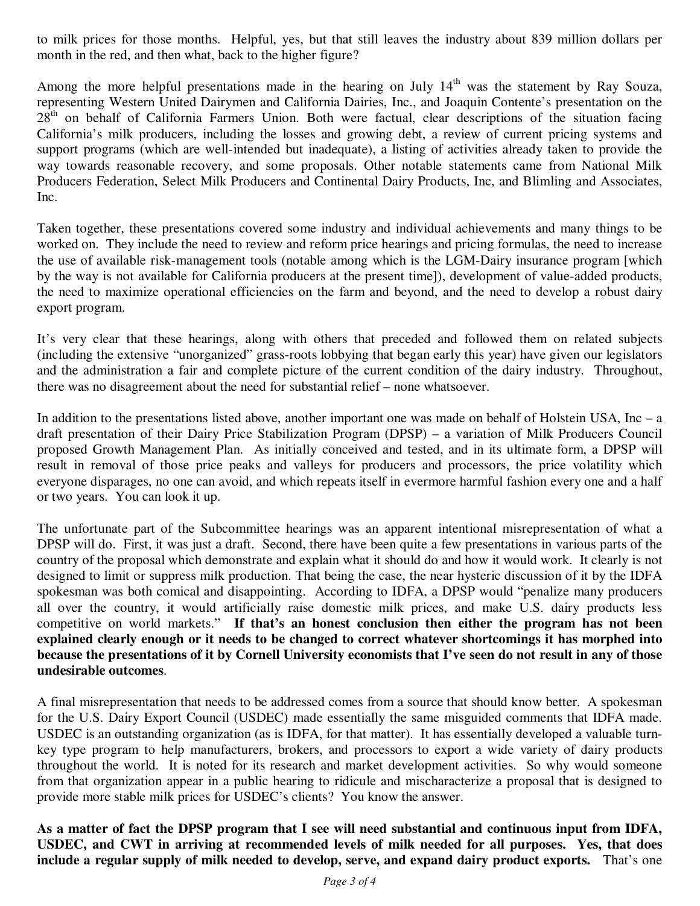to milk prices for those months. Helpful, yes, but that still leaves the industry about 839 million dollars per month in the red, and then what, back to the higher figure?

Among the more helpful presentations made in the hearing on July 14th was the statement by Ray Souza, representing Western United Dairymen and California Dairies, Inc., and Joaquin Contente's presentation on the 28th on behalf of California Farmers Union. Both were factual, clear descriptions of the situation facing California's milk producers, including the losses and growing debt, a review of current pricing systems and support programs (which are well-intended but inadequate), a listing of activities already taken to provide the way towards reasonable recovery, and some proposals. Other notable statements came from National Milk Producers Federation, Select Milk Producers and Continental Dairy Products, Inc, and Blimling and Associates, Inc.

Taken together, these presentations covered some industry and individual achievements and many things to be worked on. They include the need to review and reform price hearings and pricing formulas, the need to increase the use of available risk-management tools (notable among which is the LGM-Dairy insurance program [which by the way is not available for California producers at the present time]), development of value-added products, the need to maximize operational efficiencies on the farm and beyond, and the need to develop a robust dairy export program.

It's very clear that these hearings, along with others that preceded and followed them on related subjects (including the extensive "unorganized" grass-roots lobbying that began early this year) have given our legislators and the administration a fair and complete picture of the current condition of the dairy industry. Throughout, there was no disagreement about the need for substantial relief – none whatsoever.

In addition to the presentations listed above, another important one was made on behalf of Holstein USA, Inc – a draft presentation of their Dairy Price Stabilization Program (DPSP) – a variation of Milk Producers Council proposed Growth Management Plan. As initially conceived and tested, and in its ultimate form, a DPSP will result in removal of those price peaks and valleys for producers and processors, the price volatility which everyone disparages, no one can avoid, and which repeats itself in evermore harmful fashion every one and a half or two years. You can look it up.

The unfortunate part of the Subcommittee hearings was an apparent intentional misrepresentation of what a DPSP will do. First, it was just a draft. Second, there have been quite a few presentations in various parts of the country of the proposal which demonstrate and explain what it should do and how it would work. It clearly is not designed to limit or suppress milk production. That being the case, the near hysteric discussion of it by the IDFA spokesman was both comical and disappointing. According to IDFA, a DPSP would "penalize many producers all over the country, it would artificially raise domestic milk prices, and make U.S. dairy products less competitive on world markets." **If that's an honest conclusion then either the program has not been explained clearly enough or it needs to be changed to correct whatever shortcomings it has morphed into because the presentations of it by Cornell University economists that I've seen do not result in any of those undesirable outcomes**.

A final misrepresentation that needs to be addressed comes from a source that should know better. A spokesman for the U.S. Dairy Export Council (USDEC) made essentially the same misguided comments that IDFA made. USDEC is an outstanding organization (as is IDFA, for that matter). It has essentially developed a valuable turn-key type program to help manufacturers, brokers, and processors to export a wide variety of dairy products throughout the world. It is noted for its research and market development activities. So why would someone from that organization appear in a public hearing to ridicule and mischaracterize a proposal that is designed to provide more stable milk prices for USDEC's clients? You know the answer.

**As a matter of fact the DPSP program that I see will need substantial and continuous input from IDFA, USDEC, and CWT in arriving at recommended levels of milk needed for all purposes. Yes, that does include a regular supply of milk needed to develop, serve, and expand dairy product exports.** That's one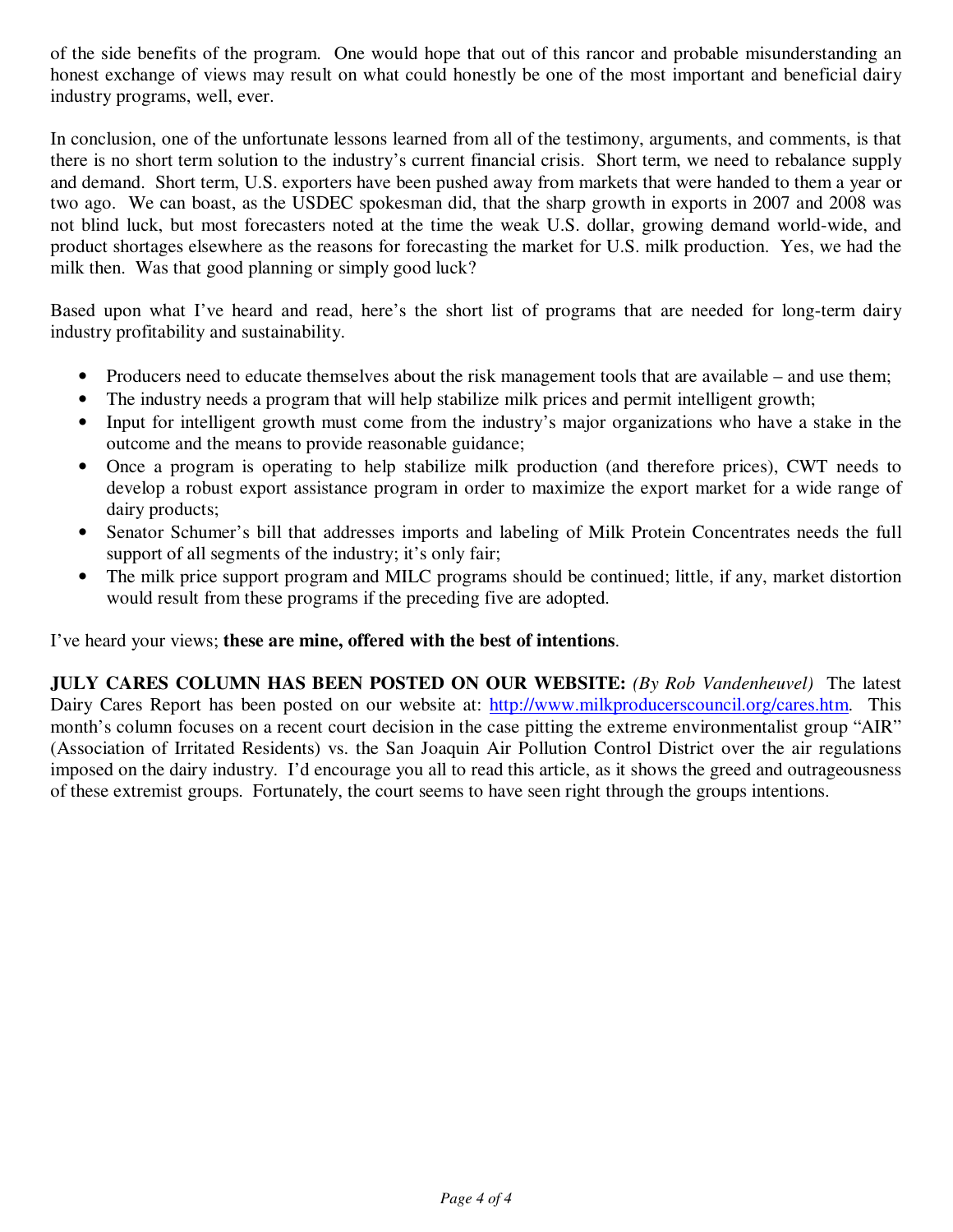of the side benefits of the program. One would hope that out of this rancor and probable misunderstanding an honest exchange of views may result on what could honestly be one of the most important and beneficial dairy industry programs, well, ever.

In conclusion, one of the unfortunate lessons learned from all of the testimony, arguments, and comments, is that there is no short term solution to the industry's current financial crisis. Short term, we need to rebalance supply and demand. Short term, U.S. exporters have been pushed away from markets that were handed to them a year or two ago. We can boast, as the USDEC spokesman did, that the sharp growth in exports in 2007 and 2008 was not blind luck, but most forecasters noted at the time the weak U.S. dollar, growing demand world-wide, and product shortages elsewhere as the reasons for forecasting the market for U.S. milk production. Yes, we had the milk then. Was that good planning or simply good luck?

Based upon what I've heard and read, here's the short list of programs that are needed for long-term dairy industry profitability and sustainability.

- Producers need to educate themselves about the risk management tools that are available – and use them;
- The industry needs a program that will help stabilize milk prices and permit intelligent growth;
- Input for intelligent growth must come from the industry's major organizations who have a stake in the outcome and the means to provide reasonable guidance;
- Once a program is operating to help stabilize milk production (and therefore prices), CWT needs to develop a robust export assistance program in order to maximize the export market for a wide range of dairy products;
- Senator Schumer's bill that addresses imports and labeling of Milk Protein Concentrates needs the full support of all segments of the industry; it's only fair;
- The milk price support program and MILC programs should be continued; little, if any, market distortion would result from these programs if the preceding five are adopted.

I've heard your views; **these are mine, offered with the best of intentions**.

**JULY CARES COLUMN HAS BEEN POSTED ON OUR WEBSITE:** *(By Rob Vandenheuvel)* The latest Dairy Cares Report has been posted on our website at: http://www.milkproducerscouncil.org/cares.htm. This month's column focuses on a recent court decision in the case pitting the extreme environmentalist group "AIR" (Association of Irritated Residents) vs. the San Joaquin Air Pollution Control District over the air regulations imposed on the dairy industry. I'd encourage you all to read this article, as it shows the greed and outrageousness of these extremist groups. Fortunately, the court seems to have seen right through the groups intentions.